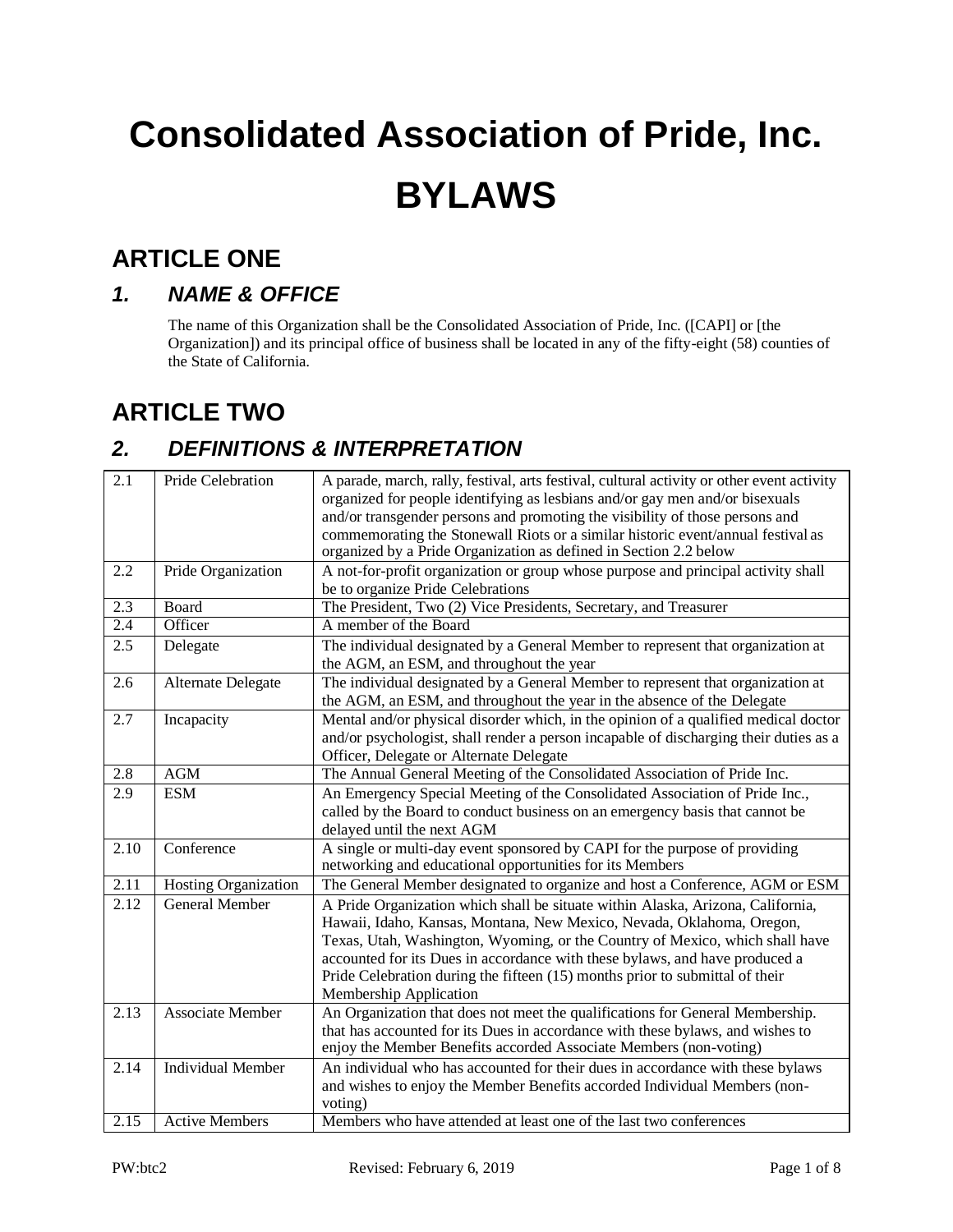# Consolidated Association of Pride, Inc.

# BYLAWS

## ARTICLE ONE

### *1. NAME & OFFICE*

The name of this Organization shall be the Consolidated Association of Pride, Inc. ([CAPI] or [the Organization]) and its principal office of business shall be located in any of the fifty-eight (58) counties of the State of California.

## ARTICLE TWO

### *2. DEFINITIONS & INTERPRETATION*

| | | |
|---|---|---|
| 2.1 | Pride Celebration | A parade, march, rally, festival, arts festival, cultural activity or other event activity organized for people identifying as lesbians and/or gay men and/or bisexuals and/or transgender persons and promoting the visibility of those persons and commemorating the Stonewall Riots or a similar historic event/annual festival as organized by a Pride Organization as defined in Section 2.2 below |
| 2.2 | Pride Organization | A not-for-profit organization or group whose purpose and principal activity shall be to organize Pride Celebrations |
| 2.3 | Board | The President, Two (2) Vice Presidents, Secretary, and Treasurer |
| 2.4 | Officer | A member of the Board |
| 2.5 | Delegate | The individual designated by a General Member to represent that organization at the AGM, an ESM, and throughout the year |
| 2.6 | Alternate Delegate | The individual designated by a General Member to represent that organization at the AGM, an ESM, and throughout the year in the absence of the Delegate |
| 2.7 | Incapacity | Mental and/or physical disorder which, in the opinion of a qualified medical doctor and/or psychologist, shall render a person incapable of discharging their duties as a Officer, Delegate or Alternate Delegate |
| 2.8 | AGM | The Annual General Meeting of the Consolidated Association of Pride Inc. |
| 2.9 | ESM | An Emergency Special Meeting of the Consolidated Association of Pride Inc., called by the Board to conduct business on an emergency basis that cannot be delayed until the next AGM |
| 2.10 | Conference | A single or multi-day event sponsored by CAPI for the purpose of providing networking and educational opportunities for its Members |
| 2.11 | Hosting Organization | The General Member designated to organize and host a Conference, AGM or ESM |
| 2.12 | General Member | A Pride Organization which shall be situate within Alaska, Arizona, California, Hawaii, Idaho, Kansas, Montana, New Mexico, Nevada, Oklahoma, Oregon, Texas, Utah, Washington, Wyoming, or the Country of Mexico, which shall have accounted for its Dues in accordance with these bylaws, and have produced a Pride Celebration during the fifteen (15) months prior to submittal of their Membership Application |
| 2.13 | Associate Member | An Organization that does not meet the qualifications for General Membership. that has accounted for its Dues in accordance with these bylaws, and wishes to enjoy the Member Benefits accorded Associate Members (non-voting) |
| 2.14 | Individual Member | An individual who has accounted for their dues in accordance with these bylaws and wishes to enjoy the Member Benefits accorded Individual Members (non-voting) |
| 2.15 | Active Members | Members who have attended at least one of the last two conferences |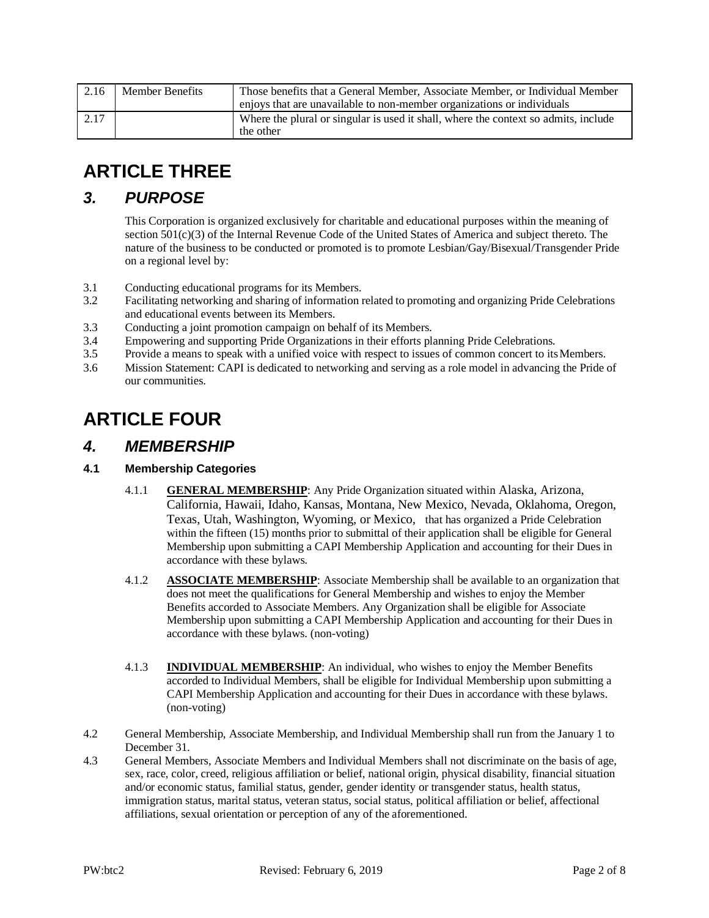| | | |
|---|---|---|
| 2.16 | Member Benefits | Those benefits that a General Member, Associate Member, or Individual Member enjoys that are unavailable to non-member organizations or individuals |
| 2.17 | | Where the plural or singular is used it shall, where the context so admits, include the other |

# ARTICLE THREE

## *3. PURPOSE*

This Corporation is organized exclusively for charitable and educational purposes within the meaning of section 501(c)(3) of the Internal Revenue Code of the United States of America and subject thereto. The nature of the business to be conducted or promoted is to promote Lesbian/Gay/Bisexual/Transgender Pride on a regional level by:

3.1 Conducting educational programs for its Members.

3.2 Facilitating networking and sharing of information related to promoting and organizing Pride Celebrations and educational events between its Members.

3.3 Conducting a joint promotion campaign on behalf of its Members.

3.4 Empowering and supporting Pride Organizations in their efforts planning Pride Celebrations.

3.5 Provide a means to speak with a unified voice with respect to issues of common concert to its Members.

3.6 Mission Statement: CAPI is dedicated to networking and serving as a role model in advancing the Pride of our communities.

# ARTICLE FOUR

## *4. MEMBERSHIP*

### 4.1 Membership Categories

4.1.1 **GENERAL MEMBERSHIP**: Any Pride Organization situated within Alaska, Arizona, California, Hawaii, Idaho, Kansas, Montana, New Mexico, Nevada, Oklahoma, Oregon, Texas, Utah, Washington, Wyoming, or Mexico, that has organized a Pride Celebration within the fifteen (15) months prior to submittal of their application shall be eligible for General Membership upon submitting a CAPI Membership Application and accounting for their Dues in accordance with these bylaws.

4.1.2 **ASSOCIATE MEMBERSHIP**: Associate Membership shall be available to an organization that does not meet the qualifications for General Membership and wishes to enjoy the Member Benefits accorded to Associate Members. Any Organization shall be eligible for Associate Membership upon submitting a CAPI Membership Application and accounting for their Dues in accordance with these bylaws. (non-voting)

4.1.3 **INDIVIDUAL MEMBERSHIP**: An individual, who wishes to enjoy the Member Benefits accorded to Individual Members, shall be eligible for Individual Membership upon submitting a CAPI Membership Application and accounting for their Dues in accordance with these bylaws. (non-voting)

4.2 General Membership, Associate Membership, and Individual Membership shall run from the January 1 to December 31.

4.3 General Members, Associate Members and Individual Members shall not discriminate on the basis of age, sex, race, color, creed, religious affiliation or belief, national origin, physical disability, financial situation and/or economic status, familial status, gender, gender identity or transgender status, health status, immigration status, marital status, veteran status, social status, political affiliation or belief, affectional affiliations, sexual orientation or perception of any of the aforementioned.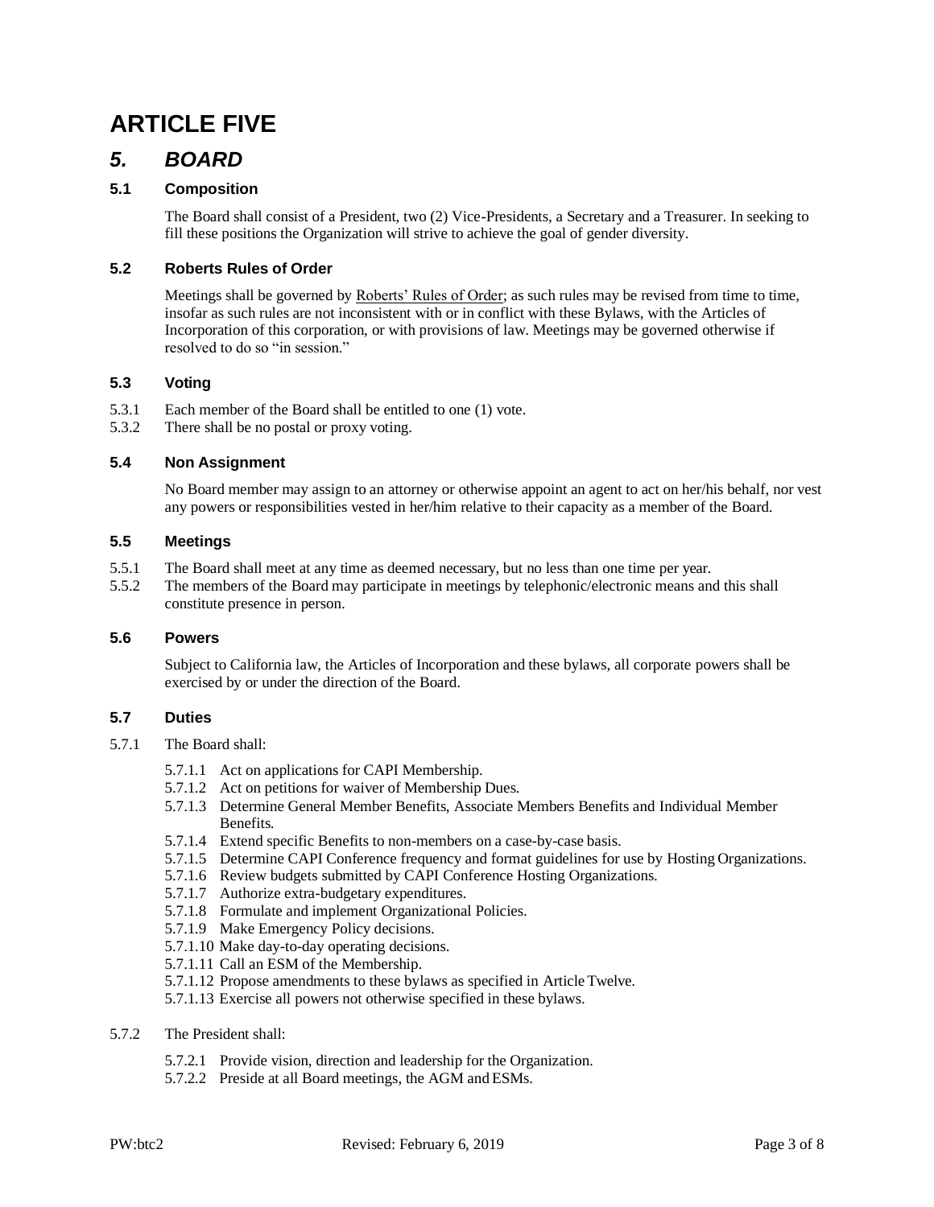# ARTICLE FIVE

## *5. BOARD*

### 5.1 Composition

The Board shall consist of a President, two (2) Vice-Presidents, a Secretary and a Treasurer. In seeking to fill these positions the Organization will strive to achieve the goal of gender diversity.

### 5.2 Roberts Rules of Order

Meetings shall be governed by Roberts' Rules of Order; as such rules may be revised from time to time, insofar as such rules are not inconsistent with or in conflict with these Bylaws, with the Articles of Incorporation of this corporation, or with provisions of law. Meetings may be governed otherwise if resolved to do so "in session."

### 5.3 Voting

5.3.1 Each member of the Board shall be entitled to one (1) vote.
5.3.2 There shall be no postal or proxy voting.

### 5.4 Non Assignment

No Board member may assign to an attorney or otherwise appoint an agent to act on her/his behalf, nor vest any powers or responsibilities vested in her/him relative to their capacity as a member of the Board.

### 5.5 Meetings

5.5.1 The Board shall meet at any time as deemed necessary, but no less than one time per year.
5.5.2 The members of the Board may participate in meetings by telephonic/electronic means and this shall constitute presence in person.

### 5.6 Powers

Subject to California law, the Articles of Incorporation and these bylaws, all corporate powers shall be exercised by or under the direction of the Board.

### 5.7 Duties

5.7.1 The Board shall:

- 5.7.1.1 Act on applications for CAPI Membership.
- 5.7.1.2 Act on petitions for waiver of Membership Dues.
- 5.7.1.3 Determine General Member Benefits, Associate Members Benefits and Individual Member Benefits.
- 5.7.1.4 Extend specific Benefits to non-members on a case-by-case basis.
- 5.7.1.5 Determine CAPI Conference frequency and format guidelines for use by Hosting Organizations.
- 5.7.1.6 Review budgets submitted by CAPI Conference Hosting Organizations.
- 5.7.1.7 Authorize extra-budgetary expenditures.
- 5.7.1.8 Formulate and implement Organizational Policies.
- 5.7.1.9 Make Emergency Policy decisions.
- 5.7.1.10 Make day-to-day operating decisions.
- 5.7.1.11 Call an ESM of the Membership.
- 5.7.1.12 Propose amendments to these bylaws as specified in Article Twelve.
- 5.7.1.13 Exercise all powers not otherwise specified in these bylaws.

5.7.2 The President shall:

- 5.7.2.1 Provide vision, direction and leadership for the Organization.
- 5.7.2.2 Preside at all Board meetings, the AGM and ESMs.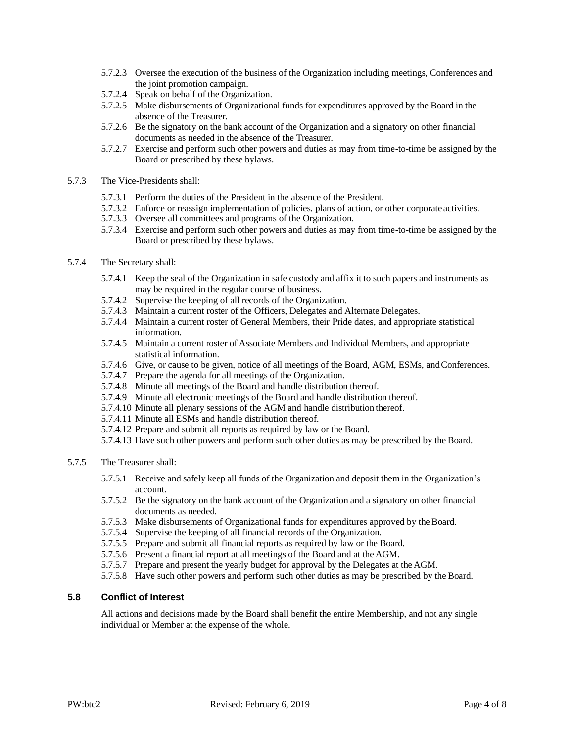5.7.2.3 Oversee the execution of the business of the Organization including meetings, Conferences and the joint promotion campaign.

5.7.2.4 Speak on behalf of the Organization.

5.7.2.5 Make disbursements of Organizational funds for expenditures approved by the Board in the absence of the Treasurer.

5.7.2.6 Be the signatory on the bank account of the Organization and a signatory on other financial documents as needed in the absence of the Treasurer.

5.7.2.7 Exercise and perform such other powers and duties as may from time-to-time be assigned by the Board or prescribed by these bylaws.

5.7.3 The Vice-Presidents shall:

5.7.3.1 Perform the duties of the President in the absence of the President.

5.7.3.2 Enforce or reassign implementation of policies, plans of action, or other corporate activities.

5.7.3.3 Oversee all committees and programs of the Organization.

5.7.3.4 Exercise and perform such other powers and duties as may from time-to-time be assigned by the Board or prescribed by these bylaws.

5.7.4 The Secretary shall:

5.7.4.1 Keep the seal of the Organization in safe custody and affix it to such papers and instruments as may be required in the regular course of business.

5.7.4.2 Supervise the keeping of all records of the Organization.

5.7.4.3 Maintain a current roster of the Officers, Delegates and Alternate Delegates.

5.7.4.4 Maintain a current roster of General Members, their Pride dates, and appropriate statistical information.

5.7.4.5 Maintain a current roster of Associate Members and Individual Members, and appropriate statistical information.

5.7.4.6 Give, or cause to be given, notice of all meetings of the Board, AGM, ESMs, and Conferences.

5.7.4.7 Prepare the agenda for all meetings of the Organization.

5.7.4.8 Minute all meetings of the Board and handle distribution thereof.

5.7.4.9 Minute all electronic meetings of the Board and handle distribution thereof.

5.7.4.10 Minute all plenary sessions of the AGM and handle distribution thereof.

5.7.4.11 Minute all ESMs and handle distribution thereof.

5.7.4.12 Prepare and submit all reports as required by law or the Board.

5.7.4.13 Have such other powers and perform such other duties as may be prescribed by the Board.

5.7.5 The Treasurer shall:

5.7.5.1 Receive and safely keep all funds of the Organization and deposit them in the Organization's account.

5.7.5.2 Be the signatory on the bank account of the Organization and a signatory on other financial documents as needed.

5.7.5.3 Make disbursements of Organizational funds for expenditures approved by the Board.

5.7.5.4 Supervise the keeping of all financial records of the Organization.

5.7.5.5 Prepare and submit all financial reports as required by law or the Board.

5.7.5.6 Present a financial report at all meetings of the Board and at the AGM.

5.7.5.7 Prepare and present the yearly budget for approval by the Delegates at the AGM.

5.7.5.8 Have such other powers and perform such other duties as may be prescribed by the Board.

### 5.8 Conflict of Interest

All actions and decisions made by the Board shall benefit the entire Membership, and not any single individual or Member at the expense of the whole.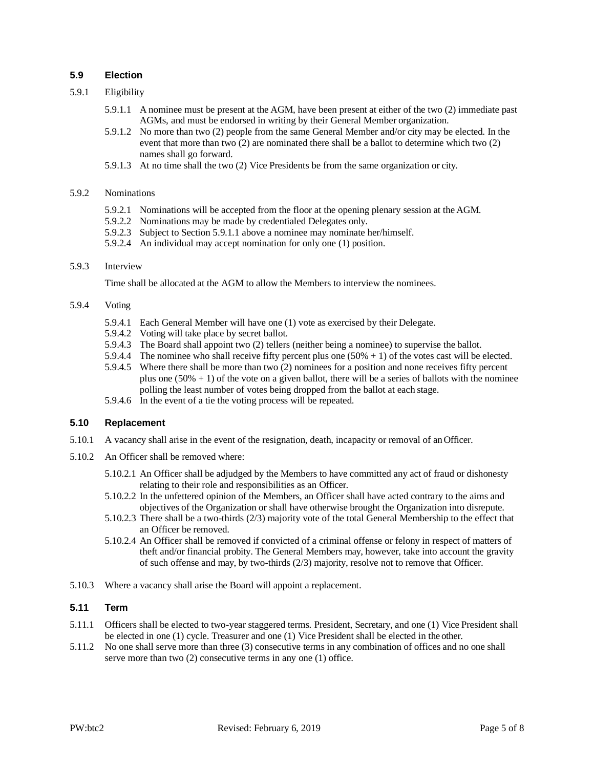### 5.9 Election

5.9.1 Eligibility

5.9.1.1 A nominee must be present at the AGM, have been present at either of the two (2) immediate past AGMs, and must be endorsed in writing by their General Member organization.

5.9.1.2 No more than two (2) people from the same General Member and/or city may be elected. In the event that more than two (2) are nominated there shall be a ballot to determine which two (2) names shall go forward.

5.9.1.3 At no time shall the two (2) Vice Presidents be from the same organization or city.

5.9.2 Nominations

5.9.2.1 Nominations will be accepted from the floor at the opening plenary session at the AGM.

5.9.2.2 Nominations may be made by credentialed Delegates only.

5.9.2.3 Subject to Section 5.9.1.1 above a nominee may nominate her/himself.

5.9.2.4 An individual may accept nomination for only one (1) position.

5.9.3 Interview

Time shall be allocated at the AGM to allow the Members to interview the nominees.

5.9.4 Voting

5.9.4.1 Each General Member will have one (1) vote as exercised by their Delegate.

5.9.4.2 Voting will take place by secret ballot.

5.9.4.3 The Board shall appoint two (2) tellers (neither being a nominee) to supervise the ballot.

5.9.4.4 The nominee who shall receive fifty percent plus one (50% + 1) of the votes cast will be elected.

5.9.4.5 Where there shall be more than two (2) nominees for a position and none receives fifty percent plus one (50% + 1) of the vote on a given ballot, there will be a series of ballots with the nominee polling the least number of votes being dropped from the ballot at each stage.

5.9.4.6 In the event of a tie the voting process will be repeated.

### 5.10 Replacement

5.10.1 A vacancy shall arise in the event of the resignation, death, incapacity or removal of an Officer.

5.10.2 An Officer shall be removed where:

5.10.2.1 An Officer shall be adjudged by the Members to have committed any act of fraud or dishonesty relating to their role and responsibilities as an Officer.

5.10.2.2 In the unfettered opinion of the Members, an Officer shall have acted contrary to the aims and objectives of the Organization or shall have otherwise brought the Organization into disrepute.

5.10.2.3 There shall be a two-thirds (2/3) majority vote of the total General Membership to the effect that an Officer be removed.

5.10.2.4 An Officer shall be removed if convicted of a criminal offense or felony in respect of matters of theft and/or financial probity. The General Members may, however, take into account the gravity of such offense and may, by two-thirds (2/3) majority, resolve not to remove that Officer.

5.10.3 Where a vacancy shall arise the Board will appoint a replacement.

### 5.11 Term

5.11.1 Officers shall be elected to two-year staggered terms. President, Secretary, and one (1) Vice President shall be elected in one (1) cycle. Treasurer and one (1) Vice President shall be elected in the other.

5.11.2 No one shall serve more than three (3) consecutive terms in any combination of offices and no one shall serve more than two (2) consecutive terms in any one (1) office.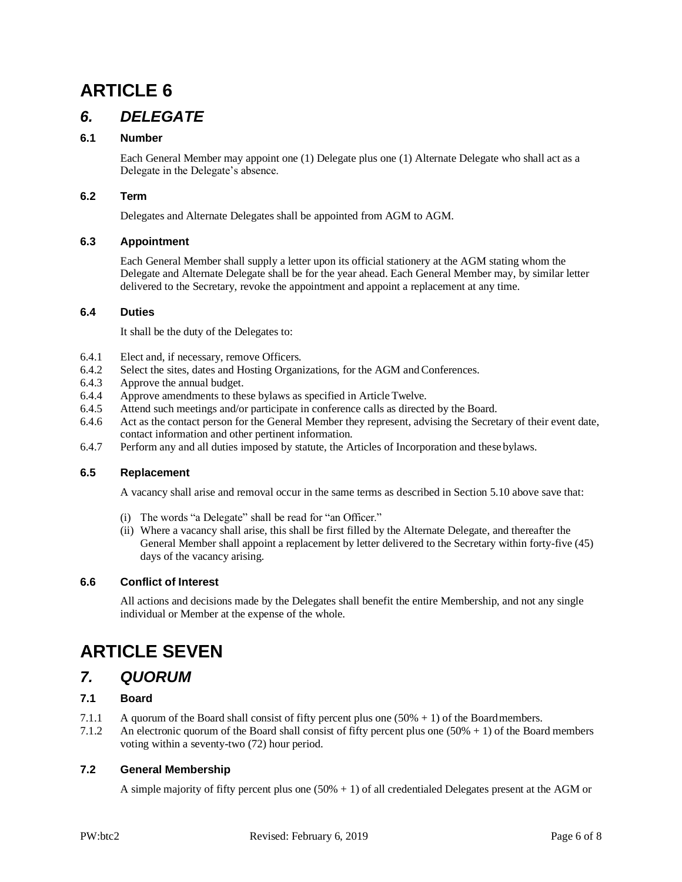# ARTICLE 6

## *6. DELEGATE*

### 6.1 Number

Each General Member may appoint one (1) Delegate plus one (1) Alternate Delegate who shall act as a Delegate in the Delegate's absence.

### 6.2 Term

Delegates and Alternate Delegates shall be appointed from AGM to AGM.

### 6.3 Appointment

Each General Member shall supply a letter upon its official stationery at the AGM stating whom the Delegate and Alternate Delegate shall be for the year ahead. Each General Member may, by similar letter delivered to the Secretary, revoke the appointment and appoint a replacement at any time.

### 6.4 Duties

It shall be the duty of the Delegates to:

6.4.1 Elect and, if necessary, remove Officers.
6.4.2 Select the sites, dates and Hosting Organizations, for the AGM and Conferences.
6.4.3 Approve the annual budget.
6.4.4 Approve amendments to these bylaws as specified in Article Twelve.
6.4.5 Attend such meetings and/or participate in conference calls as directed by the Board.
6.4.6 Act as the contact person for the General Member they represent, advising the Secretary of their event date, contact information and other pertinent information.
6.4.7 Perform any and all duties imposed by statute, the Articles of Incorporation and these bylaws.

### 6.5 Replacement

A vacancy shall arise and removal occur in the same terms as described in Section 5.10 above save that:

(i) The words "a Delegate" shall be read for "an Officer."
(ii) Where a vacancy shall arise, this shall be first filled by the Alternate Delegate, and thereafter the General Member shall appoint a replacement by letter delivered to the Secretary within forty-five (45) days of the vacancy arising.

### 6.6 Conflict of Interest

All actions and decisions made by the Delegates shall benefit the entire Membership, and not any single individual or Member at the expense of the whole.

# ARTICLE SEVEN

## *7. QUORUM*

### 7.1 Board

7.1.1 A quorum of the Board shall consist of fifty percent plus one (50% + 1) of the Board members.
7.1.2 An electronic quorum of the Board shall consist of fifty percent plus one (50% + 1) of the Board members voting within a seventy-two (72) hour period.

### 7.2 General Membership

A simple majority of fifty percent plus one (50% + 1) of all credentialed Delegates present at the AGM or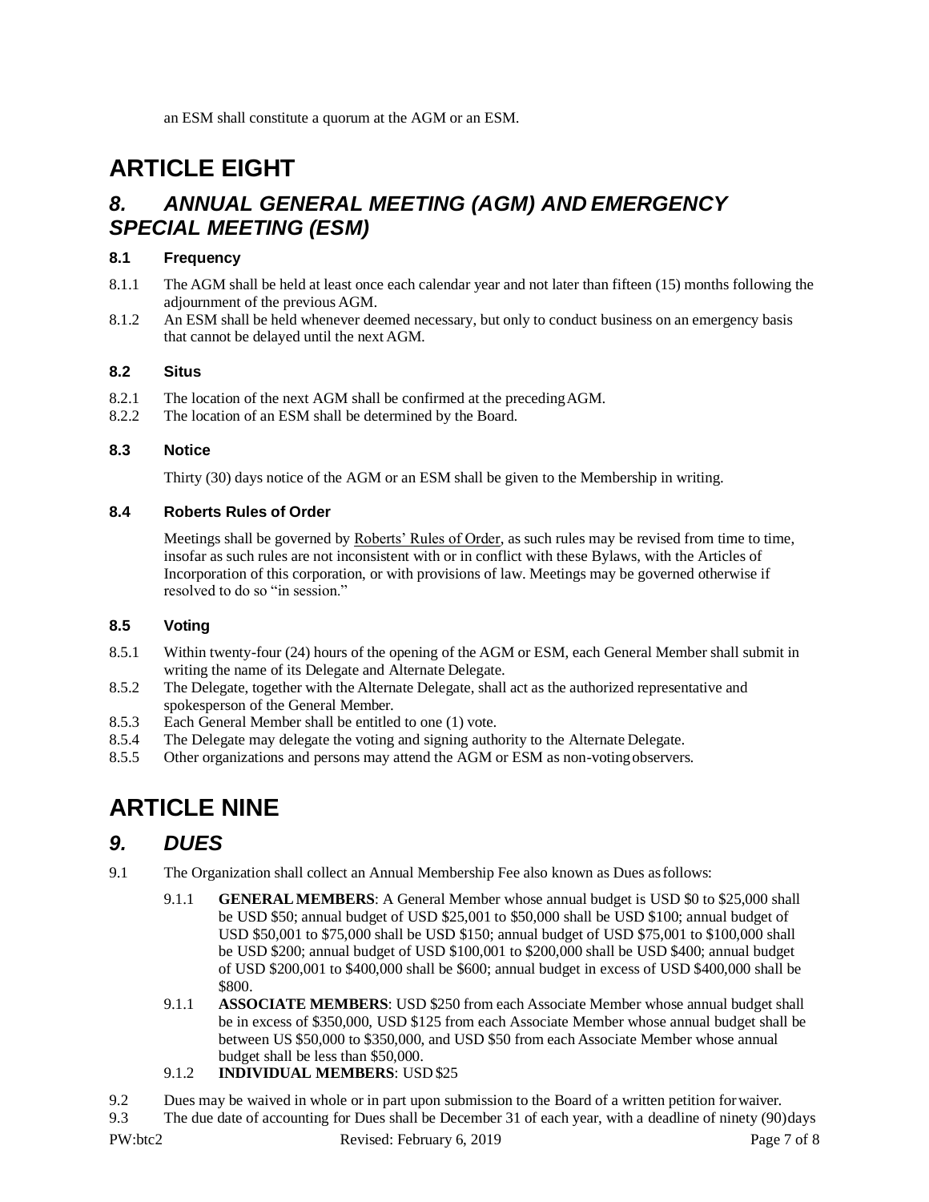an ESM shall constitute a quorum at the AGM or an ESM.

# ARTICLE EIGHT

## *8. ANNUAL GENERAL MEETING (AGM) AND EMERGENCY SPECIAL MEETING (ESM)*

### 8.1 Frequency

8.1.1 The AGM shall be held at least once each calendar year and not later than fifteen (15) months following the adjournment of the previous AGM.

8.1.2 An ESM shall be held whenever deemed necessary, but only to conduct business on an emergency basis that cannot be delayed until the next AGM.

### 8.2 Situs

8.2.1 The location of the next AGM shall be confirmed at the preceding AGM.

8.2.2 The location of an ESM shall be determined by the Board.

### 8.3 Notice

Thirty (30) days notice of the AGM or an ESM shall be given to the Membership in writing.

### 8.4 Roberts Rules of Order

Meetings shall be governed by <u>Roberts' Rules of Order</u>, as such rules may be revised from time to time, insofar as such rules are not inconsistent with or in conflict with these Bylaws, with the Articles of Incorporation of this corporation, or with provisions of law. Meetings may be governed otherwise if resolved to do so "in session."

### 8.5 Voting

8.5.1 Within twenty-four (24) hours of the opening of the AGM or ESM, each General Member shall submit in writing the name of its Delegate and Alternate Delegate.

8.5.2 The Delegate, together with the Alternate Delegate, shall act as the authorized representative and spokesperson of the General Member.

8.5.3 Each General Member shall be entitled to one (1) vote.

8.5.4 The Delegate may delegate the voting and signing authority to the Alternate Delegate.

8.5.5 Other organizations and persons may attend the AGM or ESM as non-voting observers.

# ARTICLE NINE

## *9. DUES*

9.1 The Organization shall collect an Annual Membership Fee also known as Dues as follows:

9.1.1 **GENERAL MEMBERS**: A General Member whose annual budget is USD $0 to $25,000 shall be USD $50; annual budget of USD $25,001 to $50,000 shall be USD $100; annual budget of USD $50,001 to $75,000 shall be USD $150; annual budget of USD $75,001 to $100,000 shall be USD $200; annual budget of USD $100,001 to $200,000 shall be USD $400; annual budget of USD $200,001 to $400,000 shall be $600; annual budget in excess of USD $400,000 shall be $800.

9.1.1 **ASSOCIATE MEMBERS**: USD $250 from each Associate Member whose annual budget shall be in excess of $350,000, USD $125 from each Associate Member whose annual budget shall be between US $50,000 to $350,000, and USD $50 from each Associate Member whose annual budget shall be less than $50,000.

9.1.2 **INDIVIDUAL MEMBERS**: USD $25

9.2 Dues may be waived in whole or in part upon submission to the Board of a written petition for waiver.

9.3 The due date of accounting for Dues shall be December 31 of each year, with a deadline of ninety (90) days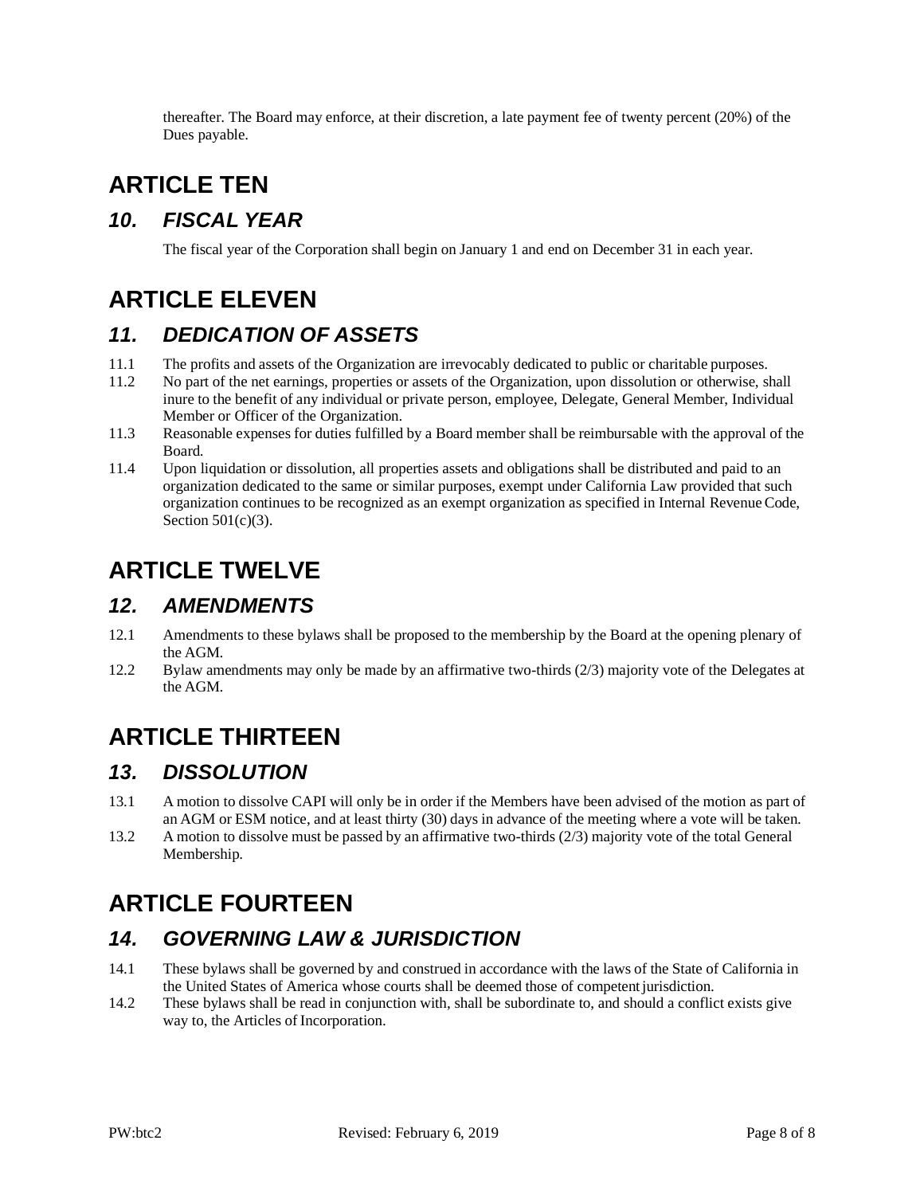thereafter. The Board may enforce, at their discretion, a late payment fee of twenty percent (20%) of the Dues payable.

# ARTICLE TEN

## *10. FISCAL YEAR*

The fiscal year of the Corporation shall begin on January 1 and end on December 31 in each year.

# ARTICLE ELEVEN

## *11. DEDICATION OF ASSETS*

11.1 The profits and assets of the Organization are irrevocably dedicated to public or charitable purposes.

11.2 No part of the net earnings, properties or assets of the Organization, upon dissolution or otherwise, shall inure to the benefit of any individual or private person, employee, Delegate, General Member, Individual Member or Officer of the Organization.

11.3 Reasonable expenses for duties fulfilled by a Board member shall be reimbursable with the approval of the Board.

11.4 Upon liquidation or dissolution, all properties assets and obligations shall be distributed and paid to an organization dedicated to the same or similar purposes, exempt under California Law provided that such organization continues to be recognized as an exempt organization as specified in Internal Revenue Code, Section 501(c)(3).

# ARTICLE TWELVE

## *12. AMENDMENTS*

12.1 Amendments to these bylaws shall be proposed to the membership by the Board at the opening plenary of the AGM.

12.2 Bylaw amendments may only be made by an affirmative two-thirds (2/3) majority vote of the Delegates at the AGM.

# ARTICLE THIRTEEN

## *13. DISSOLUTION*

13.1 A motion to dissolve CAPI will only be in order if the Members have been advised of the motion as part of an AGM or ESM notice, and at least thirty (30) days in advance of the meeting where a vote will be taken.

13.2 A motion to dissolve must be passed by an affirmative two-thirds (2/3) majority vote of the total General Membership.

# ARTICLE FOURTEEN

## *14. GOVERNING LAW & JURISDICTION*

14.1 These bylaws shall be governed by and construed in accordance with the laws of the State of California in the United States of America whose courts shall be deemed those of competent jurisdiction.

14.2 These bylaws shall be read in conjunction with, shall be subordinate to, and should a conflict exists give way to, the Articles of Incorporation.